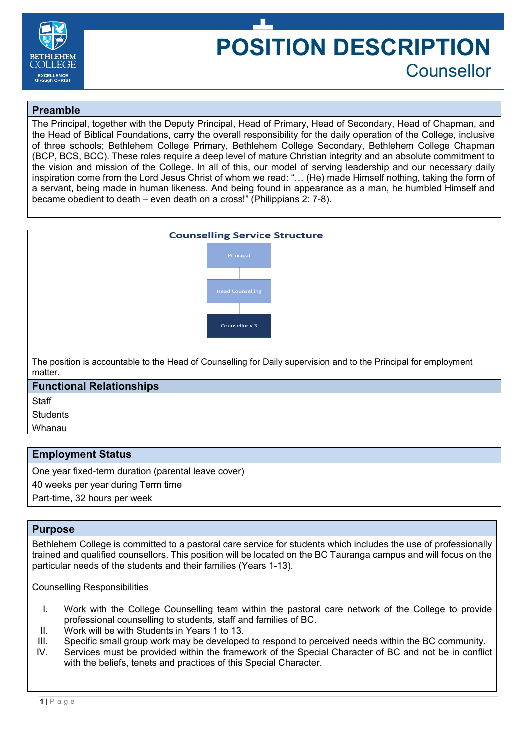# POSITION DESCRIPTION

## Counsellor

### Preamble

The Principal, together with the Deputy Principal, Head of Primary, Head of Secondary, Head of Chapman, and the Head of Biblical Foundations, carry the overall responsibility for the daily operation of the College, inclusive of three schools; Bethlehem College Primary, Bethlehem College Secondary, Bethlehem College Chapman (BCP, BCS, BCC). These roles require a deep level of mature Christian integrity and an absolute commitment to the vision and mission of the College. In all of this, our model of serving leadership and our necessary daily inspiration come from the Lord Jesus Christ of whom we read: "… (He) made Himself nothing, taking the form of a servant, being made in human likeness. And being found in appearance as a man, he humbled Himself and became obedient to death – even death on a cross!" (Philippians 2: 7-8).

### Counselling Service Structure

Principal

Head Counselling

Counsellor x 3

The position is accountable to the Head of Counselling for Daily supervision and to the Principal for employment matter.

### Functional Relationships

Staff

Students

Whanau

### Employment Status

One year fixed-term duration (parental leave cover)

40 weeks per year during Term time

Part-time, 32 hours per week

### Purpose

Bethlehem College is committed to a pastoral care service for students which includes the use of professionally trained and qualified counsellors. This position will be located on the BC Tauranga campus and will focus on the particular needs of the students and their families (Years 1-13).

Counselling Responsibilities

I. Work with the College Counselling team within the pastoral care network of the College to provide professional counselling to students, staff and families of BC.
II. Work will be with Students in Years 1 to 13.
III. Specific small group work may be developed to respond to perceived needs within the BC community.
IV. Services must be provided within the framework of the Special Character of BC and not be in conflict with the beliefs, tenets and practices of this Special Character.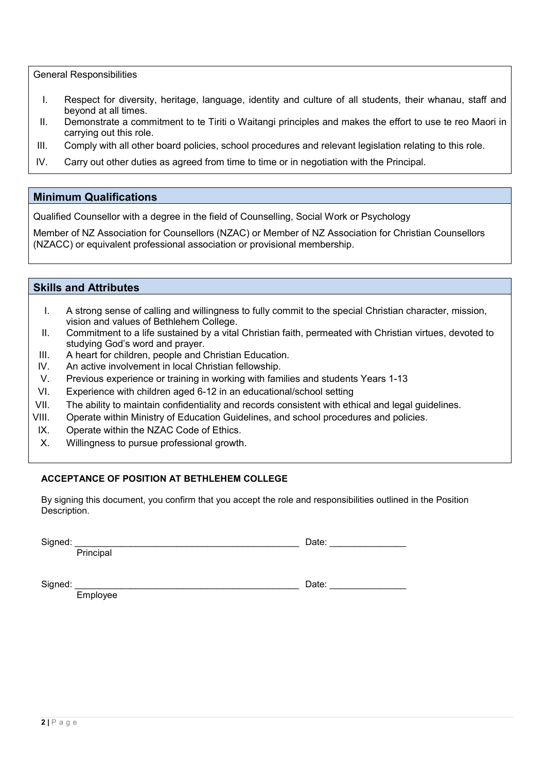General Responsibilities

I. Respect for diversity, heritage, language, identity and culture of all students, their whanau, staff and beyond at all times.
II. Demonstrate a commitment to te Tiriti o Waitangi principles and makes the effort to use te reo Maori in carrying out this role.
III. Comply with all other board policies, school procedures and relevant legislation relating to this role.
IV. Carry out other duties as agreed from time to time or in negotiation with the Principal.

## Minimum Qualifications

Qualified Counsellor with a degree in the field of Counselling, Social Work or Psychology

Member of NZ Association for Counsellors (NZAC) or Member of NZ Association for Christian Counsellors (NZACC) or equivalent professional association or provisional membership.

## Skills and Attributes

I. A strong sense of calling and willingness to fully commit to the special Christian character, mission, vision and values of Bethlehem College.
II. Commitment to a life sustained by a vital Christian faith, permeated with Christian virtues, devoted to studying God's word and prayer.
III. A heart for children, people and Christian Education.
IV. An active involvement in local Christian fellowship.
V. Previous experience or training in working with families and students Years 1-13
VI. Experience with children aged 6-12 in an educational/school setting
VII. The ability to maintain confidentiality and records consistent with ethical and legal guidelines.
VIII. Operate within Ministry of Education Guidelines, and school procedures and policies.
IX. Operate within the NZAC Code of Ethics.
X. Willingness to pursue professional growth.

**ACCEPTANCE OF POSITION AT BETHLEHEM COLLEGE**

By signing this document, you confirm that you accept the role and responsibilities outlined in the Position Description.

Signed: _____________________________________________ Date: _______________
Principal

Signed: _____________________________________________ Date: _______________
Employee